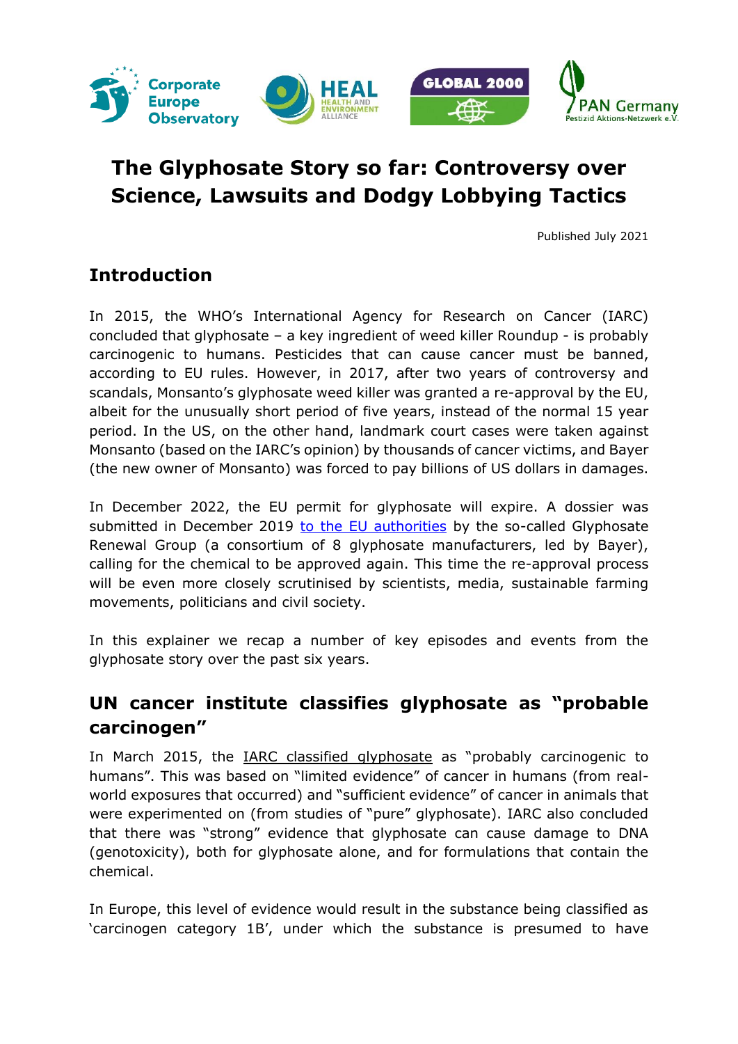# The Glyphosate Story so far: Controversy over Science, Lawsuits and Dodgy Lobbying Tactics

Published July 2021

## Introduction

In 2015, the WHO's International Agency for Research on Cancer (IARC) concluded that glyphosate – a key ingredient of weed killer Roundup - is probably carcinogenic to humans. Pesticides that can cause cancer must be banned, according to EU rules. However, in 2017, after two years of controversy and scandals, Monsanto's glyphosate weed killer was granted a re-approval by the EU, albeit for the unusually short period of five years, instead of the normal 15 year period. In the US, on the other hand, landmark court cases were taken against Monsanto (based on the IARC's opinion) by thousands of cancer victims, and Bayer (the new owner of Monsanto) was forced to pay billions of US dollars in damages.

In December 2022, the EU permit for glyphosate will expire. A dossier was submitted in December 2019 to the EU authorities by the so-called Glyphosate Renewal Group (a consortium of 8 glyphosate manufacturers, led by Bayer), calling for the chemical to be approved again. This time the re-approval process will be even more closely scrutinised by scientists, media, sustainable farming movements, politicians and civil society.

In this explainer we recap a number of key episodes and events from the glyphosate story over the past six years.

## UN cancer institute classifies glyphosate as "probable carcinogen"

In March 2015, the IARC classified glyphosate as "probably carcinogenic to humans". This was based on "limited evidence" of cancer in humans (from real-world exposures that occurred) and "sufficient evidence" of cancer in animals that were experimented on (from studies of "pure" glyphosate). IARC also concluded that there was "strong" evidence that glyphosate can cause damage to DNA (genotoxicity), both for glyphosate alone, and for formulations that contain the chemical.

In Europe, this level of evidence would result in the substance being classified as 'carcinogen category 1B', under which the substance is presumed to have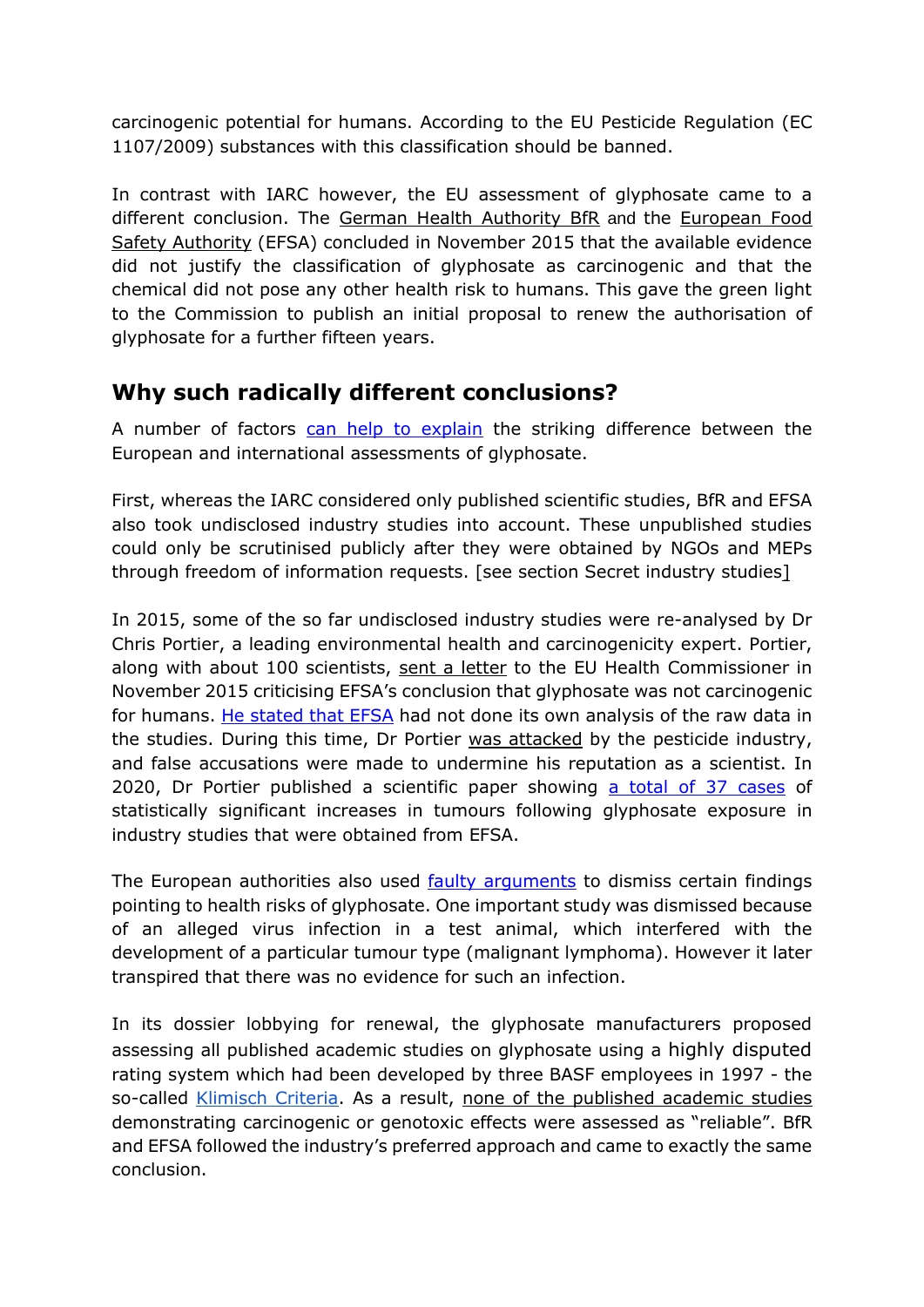carcinogenic potential for humans. According to the EU Pesticide Regulation (EC 1107/2009) substances with this classification should be banned.

In contrast with IARC however, the EU assessment of glyphosate came to a different conclusion. The German Health Authority BfR and the European Food Safety Authority (EFSA) concluded in November 2015 that the available evidence did not justify the classification of glyphosate as carcinogenic and that the chemical did not pose any other health risk to humans. This gave the green light to the Commission to publish an initial proposal to renew the authorisation of glyphosate for a further fifteen years.

## Why such radically different conclusions?

A number of factors can help to explain the striking difference between the European and international assessments of glyphosate.

First, whereas the IARC considered only published scientific studies, BfR and EFSA also took undisclosed industry studies into account. These unpublished studies could only be scrutinised publicly after they were obtained by NGOs and MEPs through freedom of information requests. [see section Secret industry studies]

In 2015, some of the so far undisclosed industry studies were re-analysed by Dr Chris Portier, a leading environmental health and carcinogenicity expert. Portier, along with about 100 scientists, sent a letter to the EU Health Commissioner in November 2015 criticising EFSA's conclusion that glyphosate was not carcinogenic for humans. He stated that EFSA had not done its own analysis of the raw data in the studies. During this time, Dr Portier was attacked by the pesticide industry, and false accusations were made to undermine his reputation as a scientist. In 2020, Dr Portier published a scientific paper showing a total of 37 cases of statistically significant increases in tumours following glyphosate exposure in industry studies that were obtained from EFSA.

The European authorities also used faulty arguments to dismiss certain findings pointing to health risks of glyphosate. One important study was dismissed because of an alleged virus infection in a test animal, which interfered with the development of a particular tumour type (malignant lymphoma). However it later transpired that there was no evidence for such an infection.

In its dossier lobbying for renewal, the glyphosate manufacturers proposed assessing all published academic studies on glyphosate using a highly disputed rating system which had been developed by three BASF employees in 1997 - the so-called Klimisch Criteria. As a result, none of the published academic studies demonstrating carcinogenic or genotoxic effects were assessed as "reliable". BfR and EFSA followed the industry's preferred approach and came to exactly the same conclusion.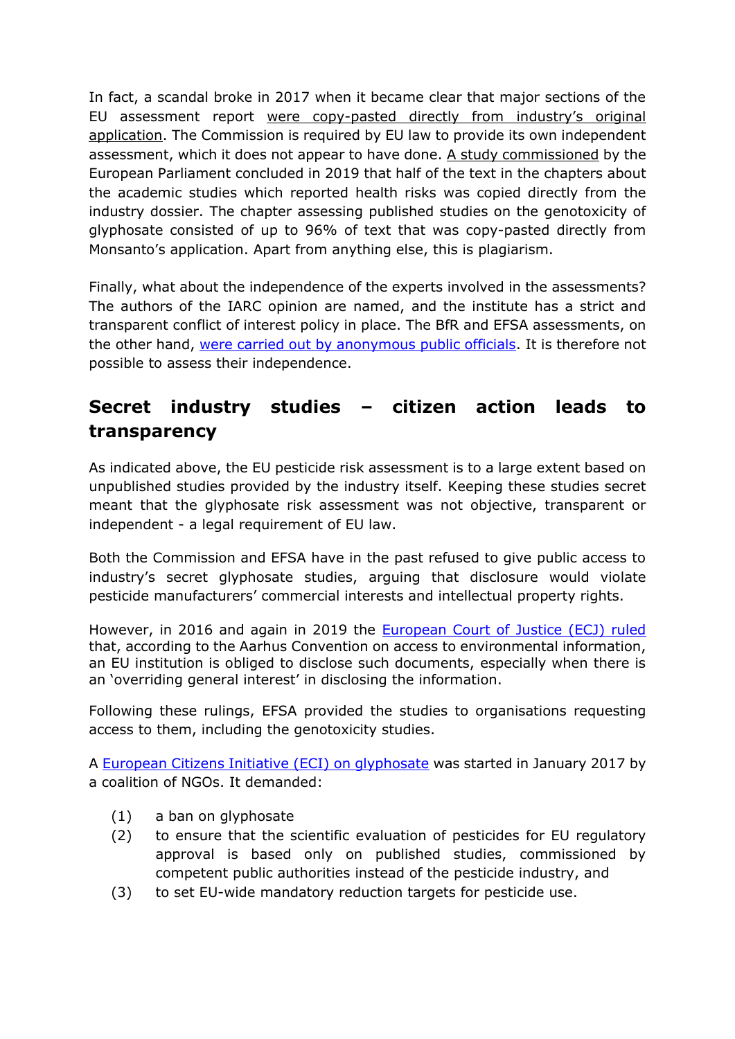In fact, a scandal broke in 2017 when it became clear that major sections of the EU assessment report were copy-pasted directly from industry's original application. The Commission is required by EU law to provide its own independent assessment, which it does not appear to have done. A study commissioned by the European Parliament concluded in 2019 that half of the text in the chapters about the academic studies which reported health risks was copied directly from the industry dossier. The chapter assessing published studies on the genotoxicity of glyphosate consisted of up to 96% of text that was copy-pasted directly from Monsanto's application. Apart from anything else, this is plagiarism.

Finally, what about the independence of the experts involved in the assessments? The authors of the IARC opinion are named, and the institute has a strict and transparent conflict of interest policy in place. The BfR and EFSA assessments, on the other hand, were carried out by anonymous public officials. It is therefore not possible to assess their independence.

## Secret industry studies – citizen action leads to transparency

As indicated above, the EU pesticide risk assessment is to a large extent based on unpublished studies provided by the industry itself. Keeping these studies secret meant that the glyphosate risk assessment was not objective, transparent or independent - a legal requirement of EU law.

Both the Commission and EFSA have in the past refused to give public access to industry's secret glyphosate studies, arguing that disclosure would violate pesticide manufacturers' commercial interests and intellectual property rights.

However, in 2016 and again in 2019 the European Court of Justice (ECJ) ruled that, according to the Aarhus Convention on access to environmental information, an EU institution is obliged to disclose such documents, especially when there is an 'overriding general interest' in disclosing the information.

Following these rulings, EFSA provided the studies to organisations requesting access to them, including the genotoxicity studies.

A European Citizens Initiative (ECI) on glyphosate was started in January 2017 by a coalition of NGOs. It demanded:

(1) a ban on glyphosate
(2) to ensure that the scientific evaluation of pesticides for EU regulatory approval is based only on published studies, commissioned by competent public authorities instead of the pesticide industry, and
(3) to set EU-wide mandatory reduction targets for pesticide use.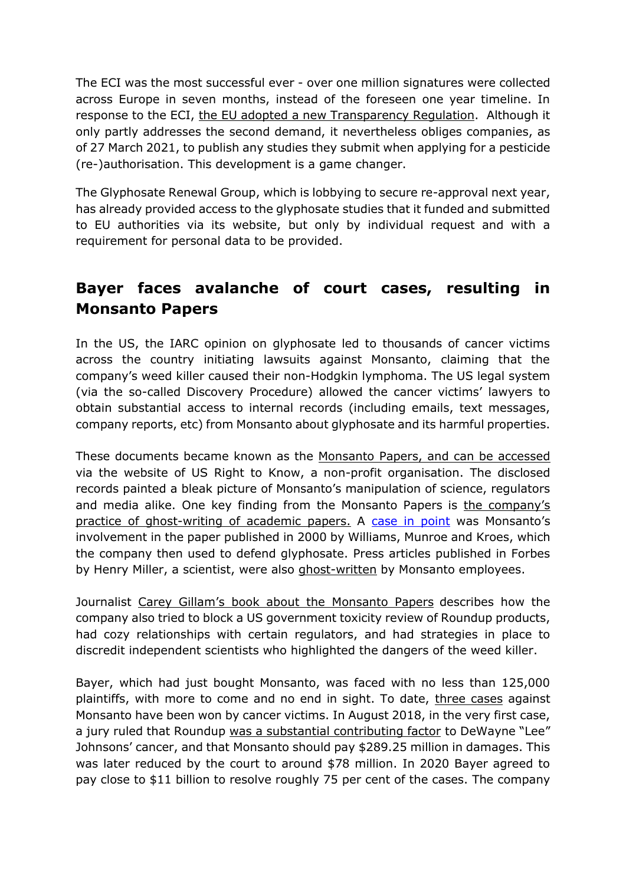The ECI was the most successful ever - over one million signatures were collected across Europe in seven months, instead of the foreseen one year timeline. In response to the ECI, the EU adopted a new Transparency Regulation. Although it only partly addresses the second demand, it nevertheless obliges companies, as of 27 March 2021, to publish any studies they submit when applying for a pesticide (re-)authorisation. This development is a game changer.

The Glyphosate Renewal Group, which is lobbying to secure re-approval next year, has already provided access to the glyphosate studies that it funded and submitted to EU authorities via its website, but only by individual request and with a requirement for personal data to be provided.

## Bayer faces avalanche of court cases, resulting in Monsanto Papers

In the US, the IARC opinion on glyphosate led to thousands of cancer victims across the country initiating lawsuits against Monsanto, claiming that the company's weed killer caused their non-Hodgkin lymphoma. The US legal system (via the so-called Discovery Procedure) allowed the cancer victims' lawyers to obtain substantial access to internal records (including emails, text messages, company reports, etc) from Monsanto about glyphosate and its harmful properties.

These documents became known as the Monsanto Papers, and can be accessed via the website of US Right to Know, a non-profit organisation. The disclosed records painted a bleak picture of Monsanto's manipulation of science, regulators and media alike. One key finding from the Monsanto Papers is the company's practice of ghost-writing of academic papers. A case in point was Monsanto's involvement in the paper published in 2000 by Williams, Munroe and Kroes, which the company then used to defend glyphosate. Press articles published in Forbes by Henry Miller, a scientist, were also ghost-written by Monsanto employees.

Journalist Carey Gillam's book about the Monsanto Papers describes how the company also tried to block a US government toxicity review of Roundup products, had cozy relationships with certain regulators, and had strategies in place to discredit independent scientists who highlighted the dangers of the weed killer.

Bayer, which had just bought Monsanto, was faced with no less than 125,000 plaintiffs, with more to come and no end in sight. To date, three cases against Monsanto have been won by cancer victims. In August 2018, in the very first case, a jury ruled that Roundup was a substantial contributing factor to DeWayne "Lee" Johnsons' cancer, and that Monsanto should pay $289.25 million in damages. This was later reduced by the court to around $78 million. In 2020 Bayer agreed to pay close to $11 billion to resolve roughly 75 per cent of the cases. The company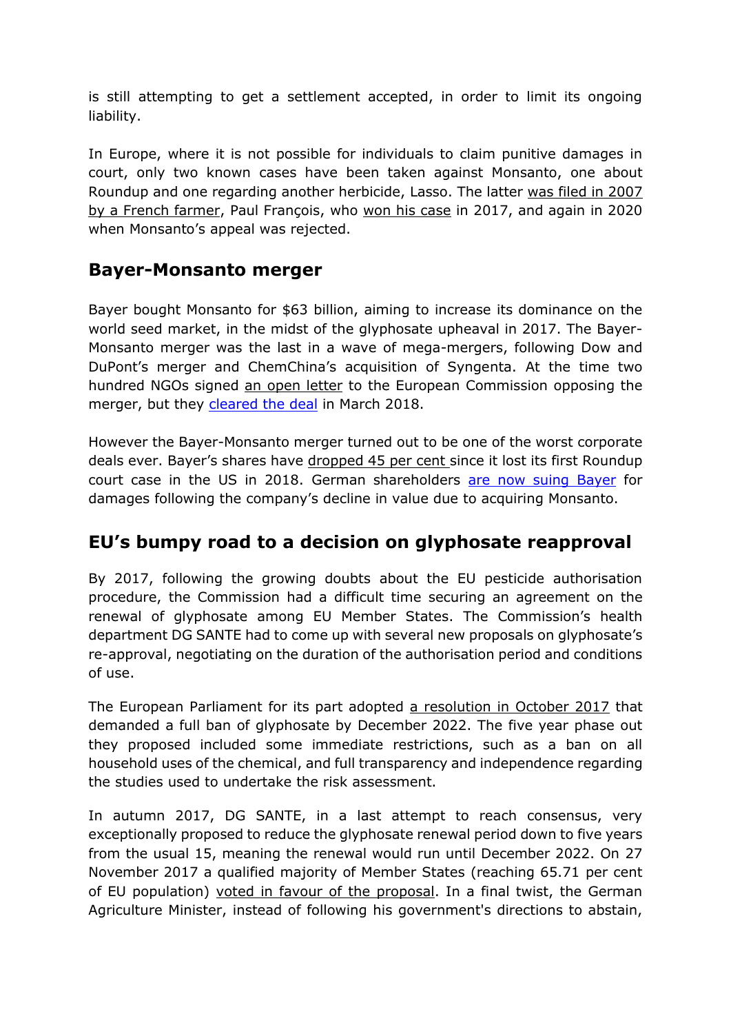is still attempting to get a settlement accepted, in order to limit its ongoing liability.

In Europe, where it is not possible for individuals to claim punitive damages in court, only two known cases have been taken against Monsanto, one about Roundup and one regarding another herbicide, Lasso. The latter was filed in 2007 by a French farmer, Paul François, who won his case in 2017, and again in 2020 when Monsanto's appeal was rejected.

## Bayer-Monsanto merger

Bayer bought Monsanto for $63 billion, aiming to increase its dominance on the world seed market, in the midst of the glyphosate upheaval in 2017. The Bayer-Monsanto merger was the last in a wave of mega-mergers, following Dow and DuPont's merger and ChemChina's acquisition of Syngenta. At the time two hundred NGOs signed an open letter to the European Commission opposing the merger, but they cleared the deal in March 2018.

However the Bayer-Monsanto merger turned out to be one of the worst corporate deals ever. Bayer's shares have dropped 45 per cent since it lost its first Roundup court case in the US in 2018. German shareholders are now suing Bayer for damages following the company's decline in value due to acquiring Monsanto.

## EU's bumpy road to a decision on glyphosate reapproval

By 2017, following the growing doubts about the EU pesticide authorisation procedure, the Commission had a difficult time securing an agreement on the renewal of glyphosate among EU Member States. The Commission's health department DG SANTE had to come up with several new proposals on glyphosate's re-approval, negotiating on the duration of the authorisation period and conditions of use.

The European Parliament for its part adopted a resolution in October 2017 that demanded a full ban of glyphosate by December 2022. The five year phase out they proposed included some immediate restrictions, such as a ban on all household uses of the chemical, and full transparency and independence regarding the studies used to undertake the risk assessment.

In autumn 2017, DG SANTE, in a last attempt to reach consensus, very exceptionally proposed to reduce the glyphosate renewal period down to five years from the usual 15, meaning the renewal would run until December 2022. On 27 November 2017 a qualified majority of Member States (reaching 65.71 per cent of EU population) voted in favour of the proposal. In a final twist, the German Agriculture Minister, instead of following his government's directions to abstain,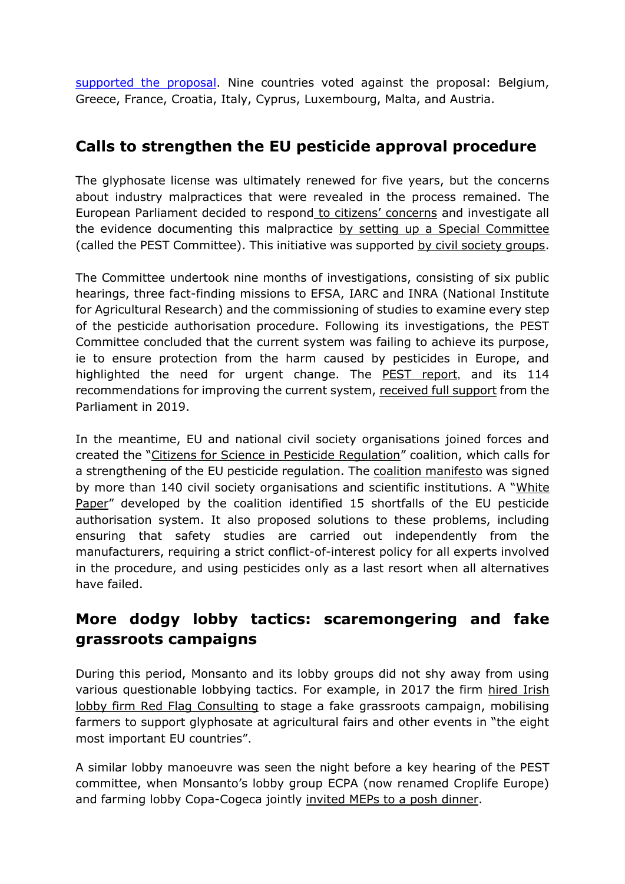supported the proposal. Nine countries voted against the proposal: Belgium, Greece, France, Croatia, Italy, Cyprus, Luxembourg, Malta, and Austria.

## Calls to strengthen the EU pesticide approval procedure

The glyphosate license was ultimately renewed for five years, but the concerns about industry malpractices that were revealed in the process remained. The European Parliament decided to respond to citizens' concerns and investigate all the evidence documenting this malpractice by setting up a Special Committee (called the PEST Committee). This initiative was supported by civil society groups.

The Committee undertook nine months of investigations, consisting of six public hearings, three fact-finding missions to EFSA, IARC and INRA (National Institute for Agricultural Research) and the commissioning of studies to examine every step of the pesticide authorisation procedure. Following its investigations, the PEST Committee concluded that the current system was failing to achieve its purpose, ie to ensure protection from the harm caused by pesticides in Europe, and highlighted the need for urgent change. The PEST report, and its 114 recommendations for improving the current system, received full support from the Parliament in 2019.

In the meantime, EU and national civil society organisations joined forces and created the "Citizens for Science in Pesticide Regulation" coalition, which calls for a strengthening of the EU pesticide regulation. The coalition manifesto was signed by more than 140 civil society organisations and scientific institutions. A "White Paper" developed by the coalition identified 15 shortfalls of the EU pesticide authorisation system. It also proposed solutions to these problems, including ensuring that safety studies are carried out independently from the manufacturers, requiring a strict conflict-of-interest policy for all experts involved in the procedure, and using pesticides only as a last resort when all alternatives have failed.

## More dodgy lobby tactics: scaremongering and fake grassroots campaigns

During this period, Monsanto and its lobby groups did not shy away from using various questionable lobbying tactics. For example, in 2017 the firm hired Irish lobby firm Red Flag Consulting to stage a fake grassroots campaign, mobilising farmers to support glyphosate at agricultural fairs and other events in "the eight most important EU countries".

A similar lobby manoeuvre was seen the night before a key hearing of the PEST committee, when Monsanto's lobby group ECPA (now renamed Croplife Europe) and farming lobby Copa-Cogeca jointly invited MEPs to a posh dinner.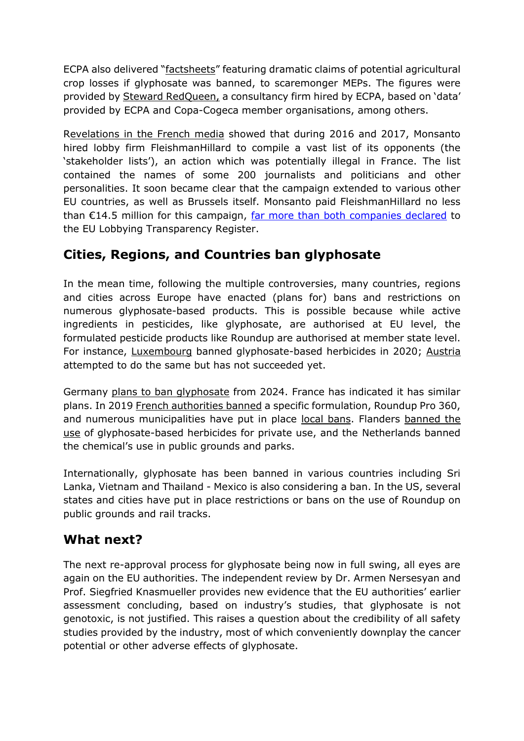ECPA also delivered "factsheets" featuring dramatic claims of potential agricultural crop losses if glyphosate was banned, to scaremonger MEPs. The figures were provided by Steward RedQueen, a consultancy firm hired by ECPA, based on 'data' provided by ECPA and Copa-Cogeca member organisations, among others.

Revelations in the French media showed that during 2016 and 2017, Monsanto hired lobby firm FleishmanHillard to compile a vast list of its opponents (the 'stakeholder lists'), an action which was potentially illegal in France. The list contained the names of some 200 journalists and politicians and other personalities. It soon became clear that the campaign extended to various other EU countries, as well as Brussels itself. Monsanto paid FleishmanHillard no less than €14.5 million for this campaign, far more than both companies declared to the EU Lobbying Transparency Register.

## Cities, Regions, and Countries ban glyphosate

In the mean time, following the multiple controversies, many countries, regions and cities across Europe have enacted (plans for) bans and restrictions on numerous glyphosate-based products. This is possible because while active ingredients in pesticides, like glyphosate, are authorised at EU level, the formulated pesticide products like Roundup are authorised at member state level. For instance, Luxembourg banned glyphosate-based herbicides in 2020; Austria attempted to do the same but has not succeeded yet.

Germany plans to ban glyphosate from 2024. France has indicated it has similar plans. In 2019 French authorities banned a specific formulation, Roundup Pro 360, and numerous municipalities have put in place local bans. Flanders banned the use of glyphosate-based herbicides for private use, and the Netherlands banned the chemical's use in public grounds and parks.

Internationally, glyphosate has been banned in various countries including Sri Lanka, Vietnam and Thailand - Mexico is also considering a ban. In the US, several states and cities have put in place restrictions or bans on the use of Roundup on public grounds and rail tracks.

## What next?

The next re-approval process for glyphosate being now in full swing, all eyes are again on the EU authorities. The independent review by Dr. Armen Nersesyan and Prof. Siegfried Knasmueller provides new evidence that the EU authorities' earlier assessment concluding, based on industry's studies, that glyphosate is not genotoxic, is not justified. This raises a question about the credibility of all safety studies provided by the industry, most of which conveniently downplay the cancer potential or other adverse effects of glyphosate.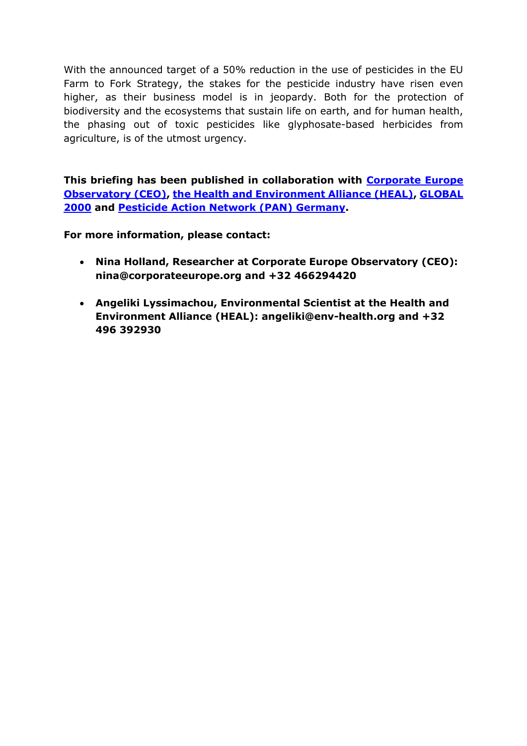With the announced target of a 50% reduction in the use of pesticides in the EU Farm to Fork Strategy, the stakes for the pesticide industry have risen even higher, as their business model is in jeopardy. Both for the protection of biodiversity and the ecosystems that sustain life on earth, and for human health, the phasing out of toxic pesticides like glyphosate-based herbicides from agriculture, is of the utmost urgency.

**This briefing has been published in collaboration with Corporate Europe Observatory (CEO), the Health and Environment Alliance (HEAL), GLOBAL 2000 and Pesticide Action Network (PAN) Germany.**

**For more information, please contact:**

- **Nina Holland, Researcher at Corporate Europe Observatory (CEO): nina@corporateeurope.org and +32 466294420**
- **Angeliki Lyssimachou, Environmental Scientist at the Health and Environment Alliance (HEAL): angeliki@env-health.org and +32 496 392930**